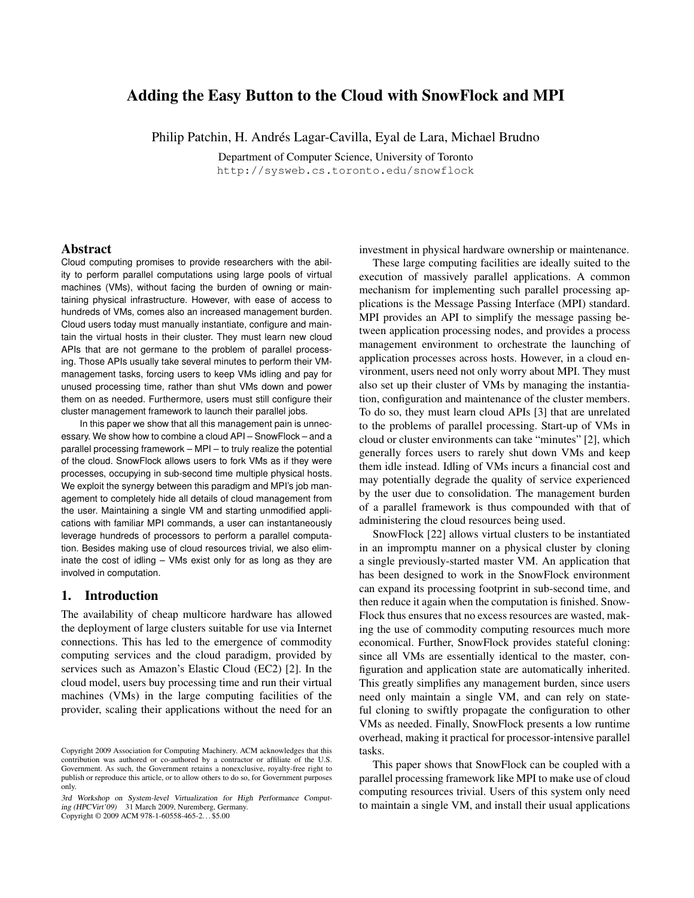# Adding the Easy Button to the Cloud with SnowFlock and MPI

Philip Patchin, H. Andrés Lagar-Cavilla, Eyal de Lara, Michael Brudno

Department of Computer Science, University of Toronto
http://sysweb.cs.toronto.edu/snowflock

## Abstract

Cloud computing promises to provide researchers with the ability to perform parallel computations using large pools of virtual machines (VMs), without facing the burden of owning or maintaining physical infrastructure. However, with ease of access to hundreds of VMs, comes also an increased management burden. Cloud users today must manually instantiate, configure and maintain the virtual hosts in their cluster. They must learn new cloud APIs that are not germane to the problem of parallel processing. Those APIs usually take several minutes to perform their VM-management tasks, forcing users to keep VMs idling and pay for unused processing time, rather than shut VMs down and power them on as needed. Furthermore, users must still configure their cluster management framework to launch their parallel jobs.

In this paper we show that all this management pain is unnecessary. We show how to combine a cloud API – SnowFlock – and a parallel processing framework – MPI – to truly realize the potential of the cloud. SnowFlock allows users to fork VMs as if they were processes, occupying in sub-second time multiple physical hosts. We exploit the synergy between this paradigm and MPI's job management to completely hide all details of cloud management from the user. Maintaining a single VM and starting unmodified applications with familiar MPI commands, a user can instantaneously leverage hundreds of processors to perform a parallel computation. Besides making use of cloud resources trivial, we also eliminate the cost of idling – VMs exist only for as long as they are involved in computation.

## 1. Introduction

The availability of cheap multicore hardware has allowed the deployment of large clusters suitable for use via Internet connections. This has led to the emergence of commodity computing services and the cloud paradigm, provided by services such as Amazon's Elastic Cloud (EC2) [2]. In the cloud model, users buy processing time and run their virtual machines (VMs) in the large computing facilities of the provider, scaling their applications without the need for an investment in physical hardware ownership or maintenance.

These large computing facilities are ideally suited to the execution of massively parallel applications. A common mechanism for implementing such parallel processing applications is the Message Passing Interface (MPI) standard. MPI provides an API to simplify the message passing between application processing nodes, and provides a process management environment to orchestrate the launching of application processes across hosts. However, in a cloud environment, users need not only worry about MPI. They must also set up their cluster of VMs by managing the instantiation, configuration and maintenance of the cluster members. To do so, they must learn cloud APIs [3] that are unrelated to the problems of parallel processing. Start-up of VMs in cloud or cluster environments can take "minutes" [2], which generally forces users to rarely shut down VMs and keep them idle instead. Idling of VMs incurs a financial cost and may potentially degrade the quality of service experienced by the user due to consolidation. The management burden of a parallel framework is thus compounded with that of administering the cloud resources being used.

SnowFlock [22] allows virtual clusters to be instantiated in an impromptu manner on a physical cluster by cloning a single previously-started master VM. An application that has been designed to work in the SnowFlock environment can expand its processing footprint in sub-second time, and then reduce it again when the computation is finished. SnowFlock thus ensures that no excess resources are wasted, making the use of commodity computing resources much more economical. Further, SnowFlock provides stateful cloning: since all VMs are essentially identical to the master, configuration and application state are automatically inherited. This greatly simplifies any management burden, since users need only maintain a single VM, and can rely on stateful cloning to swiftly propagate the configuration to other VMs as needed. Finally, SnowFlock presents a low runtime overhead, making it practical for processor-intensive parallel tasks.

This paper shows that SnowFlock can be coupled with a parallel processing framework like MPI to make use of cloud computing resources trivial. Users of this system only need to maintain a single VM, and install their usual applications

Copyright 2009 Association for Computing Machinery. ACM acknowledges that this contribution was authored or co-authored by a contractor or affiliate of the U.S. Government. As such, the Government retains a nonexclusive, royalty-free right to publish or reproduce this article, or to allow others to do so, for Government purposes only.

*3rd Workshop on System-level Virtualization for High Performance Computing (HPCVirt'09)* 31 March 2009, Nuremberg, Germany.
Copyright © 2009 ACM 978-1-60558-465-2. . . $5.00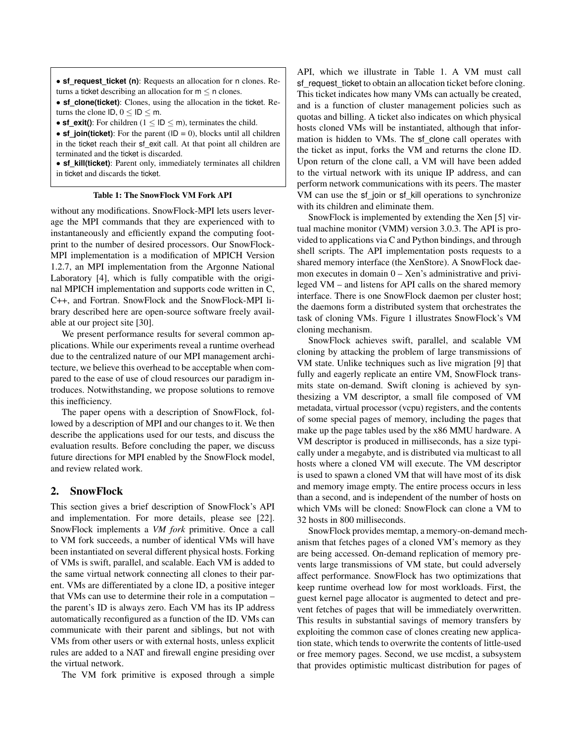- **sf_request_ticket (n)**: Requests an allocation for n clones. Returns a ticket describing an allocation for $m \leq n$ clones.
- **sf_clone(ticket)**: Clones, using the allocation in the ticket. Returns the clone ID, $0 \leq ID \leq m$.
- **sf_exit()**: For children ($1 \leq ID \leq m$), terminates the child.
- **sf_join(ticket)**: For the parent (ID = 0), blocks until all children in the ticket reach their sf_exit call. At that point all children are terminated and the ticket is discarded.
- **sf_kill(ticket)**: Parent only, immediately terminates all children in ticket and discards the ticket.

**Table 1: The SnowFlock VM Fork API**

without any modifications. SnowFlock-MPI lets users leverage the MPI commands that they are experienced with to instantaneously and efficiently expand the computing footprint to the number of desired processors. Our SnowFlock-MPI implementation is a modification of MPICH Version 1.2.7, an MPI implementation from the Argonne National Laboratory [4], which is fully compatible with the original MPICH implementation and supports code written in C, C++, and Fortran. SnowFlock and the SnowFlock-MPI library described here are open-source software freely available at our project site [30].

We present performance results for several common applications. While our experiments reveal a runtime overhead due to the centralized nature of our MPI management architecture, we believe this overhead to be acceptable when compared to the ease of use of cloud resources our paradigm introduces. Notwithstanding, we propose solutions to remove this inefficiency.

The paper opens with a description of SnowFlock, followed by a description of MPI and our changes to it. We then describe the applications used for our tests, and discuss the evaluation results. Before concluding the paper, we discuss future directions for MPI enabled by the SnowFlock model, and review related work.

## 2. SnowFlock

This section gives a brief description of SnowFlock's API and implementation. For more details, please see [22]. SnowFlock implements a *VM fork* primitive. Once a call to VM fork succeeds, a number of identical VMs will have been instantiated on several different physical hosts. Forking of VMs is swift, parallel, and scalable. Each VM is added to the same virtual network connecting all clones to their parent. VMs are differentiated by a clone ID, a positive integer that VMs can use to determine their role in a computation – the parent's ID is always zero. Each VM has its IP address automatically reconfigured as a function of the ID. VMs can communicate with their parent and siblings, but not with VMs from other users or with external hosts, unless explicit rules are added to a NAT and firewall engine presiding over the virtual network.

The VM fork primitive is exposed through a simple API, which we illustrate in Table 1. A VM must call sf_request_ticket to obtain an allocation ticket before cloning. This ticket indicates how many VMs can actually be created, and is a function of cluster management policies such as quotas and billing. A ticket also indicates on which physical hosts cloned VMs will be instantiated, although that information is hidden to VMs. The sf_clone call operates with the ticket as input, forks the VM and returns the clone ID. Upon return of the clone call, a VM will have been added to the virtual network with its unique IP address, and can perform network communications with its peers. The master VM can use the sf_join or sf_kill operations to synchronize with its children and eliminate them.

SnowFlock is implemented by extending the Xen [5] virtual machine monitor (VMM) version 3.0.3. The API is provided to applications via C and Python bindings, and through shell scripts. The API implementation posts requests to a shared memory interface (the XenStore). A SnowFlock daemon executes in domain 0 – Xen's administrative and privileged VM – and listens for API calls on the shared memory interface. There is one SnowFlock daemon per cluster host; the daemons form a distributed system that orchestrates the task of cloning VMs. Figure 1 illustrates SnowFlock's VM cloning mechanism.

SnowFlock achieves swift, parallel, and scalable VM cloning by attacking the problem of large transmissions of VM state. Unlike techniques such as live migration [9] that fully and eagerly replicate an entire VM, SnowFlock transmits state on-demand. Swift cloning is achieved by synthesizing a VM descriptor, a small file composed of VM metadata, virtual processor (vcpu) registers, and the contents of some special pages of memory, including the pages that make up the page tables used by the x86 MMU hardware. A VM descriptor is produced in milliseconds, has a size typically under a megabyte, and is distributed via multicast to all hosts where a cloned VM will execute. The VM descriptor is used to spawn a cloned VM that will have most of its disk and memory image empty. The entire process occurs in less than a second, and is independent of the number of hosts on which VMs will be cloned: SnowFlock can clone a VM to 32 hosts in 800 milliseconds.

SnowFlock provides memtap, a memory-on-demand mechanism that fetches pages of a cloned VM's memory as they are being accessed. On-demand replication of memory prevents large transmissions of VM state, but could adversely affect performance. SnowFlock has two optimizations that keep runtime overhead low for most workloads. First, the guest kernel page allocator is augmented to detect and prevent fetches of pages that will be immediately overwritten. This results in substantial savings of memory transfers by exploiting the common case of clones creating new application state, which tends to overwrite the contents of little-used or free memory pages. Second, we use mcdist, a subsystem that provides optimistic multicast distribution for pages of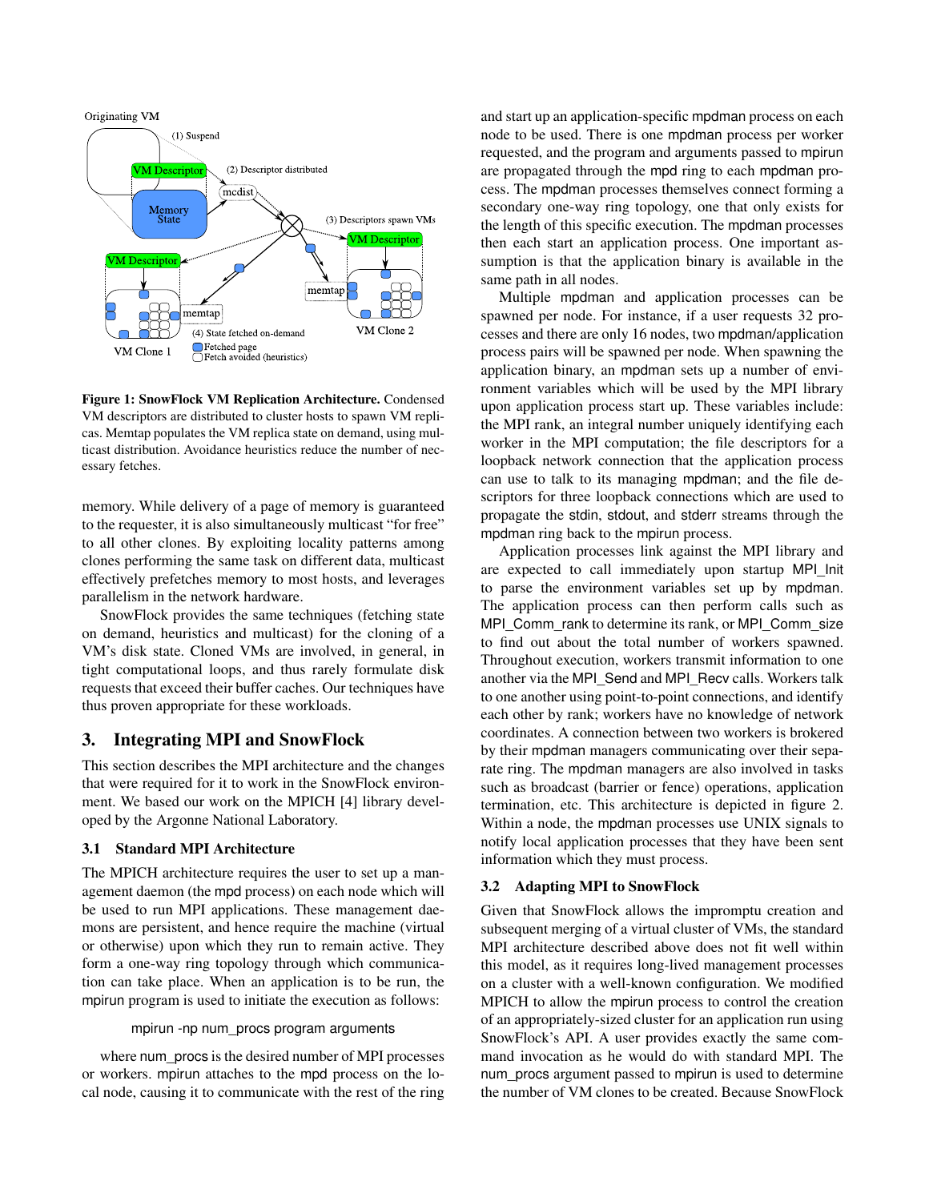Originating VM

(1) Suspend

VM Descriptor

(2) Descriptor distributed

mcdist

Memory State

(3) Descriptors spawn VMs

VM Descriptor

VM Descriptor

memtap

memtap

(4) State fetched on-demand

Fetched page

Fetch avoided (heuristics)

VM Clone 1

VM Clone 2

**Figure 1: SnowFlock VM Replication Architecture.** Condensed VM descriptors are distributed to cluster hosts to spawn VM replicas. Memtap populates the VM replica state on demand, using multicast distribution. Avoidance heuristics reduce the number of necessary fetches.

memory. While delivery of a page of memory is guaranteed to the requester, it is also simultaneously multicast "for free" to all other clones. By exploiting locality patterns among clones performing the same task on different data, multicast effectively prefetches memory to most hosts, and leverages parallelism in the network hardware.

SnowFlock provides the same techniques (fetching state on demand, heuristics and multicast) for the cloning of a VM's disk state. Cloned VMs are involved, in general, in tight computational loops, and thus rarely formulate disk requests that exceed their buffer caches. Our techniques have thus proven appropriate for these workloads.

## 3. Integrating MPI and SnowFlock

This section describes the MPI architecture and the changes that were required for it to work in the SnowFlock environment. We based our work on the MPICH [4] library developed by the Argonne National Laboratory.

### 3.1 Standard MPI Architecture

The MPICH architecture requires the user to set up a management daemon (the mpd process) on each node which will be used to run MPI applications. These management daemons are persistent, and hence require the machine (virtual or otherwise) upon which they run to remain active. They form a one-way ring topology through which communication can take place. When an application is to be run, the mpirun program is used to initiate the execution as follows:

```
mpirun -np num_procs program arguments
```

where num_procs is the desired number of MPI processes or workers. mpirun attaches to the mpd process on the local node, causing it to communicate with the rest of the ring and start up an application-specific mpdman process on each node to be used. There is one mpdman process per worker requested, and the program and arguments passed to mpirun are propagated through the mpd ring to each mpdman process. The mpdman processes themselves connect forming a secondary one-way ring topology, one that only exists for the length of this specific execution. The mpdman processes then each start an application process. One important assumption is that the application binary is available in the same path in all nodes.

Multiple mpdman and application processes can be spawned per node. For instance, if a user requests 32 processes and there are only 16 nodes, two mpdman/application process pairs will be spawned per node. When spawning the application binary, an mpdman sets up a number of environment variables which will be used by the MPI library upon application process start up. These variables include: the MPI rank, an integral number uniquely identifying each worker in the MPI computation; the file descriptors for a loopback network connection that the application process can use to talk to its managing mpdman; and the file descriptors for three loopback connections which are used to propagate the stdin, stdout, and stderr streams through the mpdman ring back to the mpirun process.

Application processes link against the MPI library and are expected to call immediately upon startup MPI_Init to parse the environment variables set up by mpdman. The application process can then perform calls such as MPI_Comm_rank to determine its rank, or MPI_Comm_size to find out about the total number of workers spawned. Throughout execution, workers transmit information to one another via the MPI_Send and MPI_Recv calls. Workers talk to one another using point-to-point connections, and identify each other by rank; workers have no knowledge of network coordinates. A connection between two workers is brokered by their mpdman managers communicating over their separate ring. The mpdman managers are also involved in tasks such as broadcast (barrier or fence) operations, application termination, etc. This architecture is depicted in figure 2. Within a node, the mpdman processes use UNIX signals to notify local application processes that they have been sent information which they must process.

### 3.2 Adapting MPI to SnowFlock

Given that SnowFlock allows the impromptu creation and subsequent merging of a virtual cluster of VMs, the standard MPI architecture described above does not fit well within this model, as it requires long-lived management processes on a cluster with a well-known configuration. We modified MPICH to allow the mpirun process to control the creation of an appropriately-sized cluster for an application run using SnowFlock's API. A user provides exactly the same command invocation as he would do with standard MPI. The num_procs argument passed to mpirun is used to determine the number of VM clones to be created. Because SnowFlock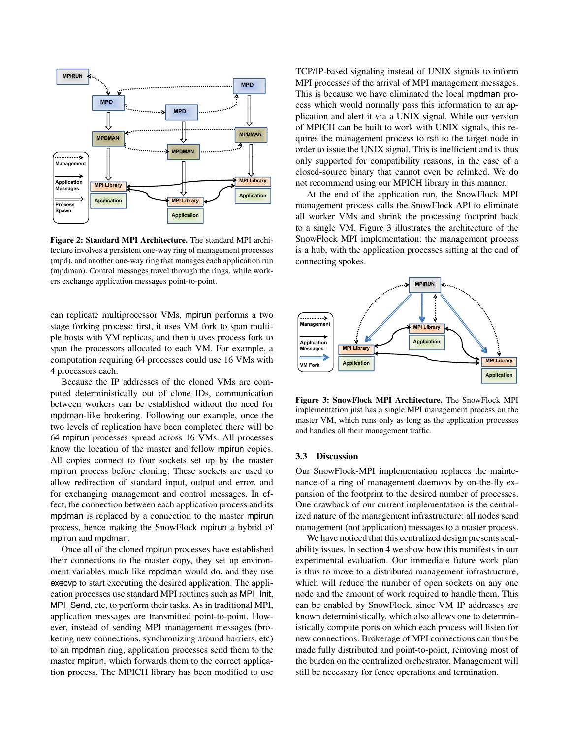**Figure 2: Standard MPI Architecture.** The standard MPI architecture involves a persistent one-way ring of management processes (mpd), and another one-way ring that manages each application run (mpdman). Control messages travel through the rings, while workers exchange application messages point-to-point.

can replicate multiprocessor VMs, mpirun performs a two stage forking process: first, it uses VM fork to span multiple hosts with VM replicas, and then it uses process fork to span the processors allocated to each VM. For example, a computation requiring 64 processes could use 16 VMs with 4 processors each.

Because the IP addresses of the cloned VMs are computed deterministically out of clone IDs, communication between workers can be established without the need for mpdman-like brokering. Following our example, once the two levels of replication have been completed there will be 64 mpirun processes spread across 16 VMs. All processes know the location of the master and fellow mpirun copies. All copies connect to four sockets set up by the master mpirun process before cloning. These sockets are used to allow redirection of standard input, output and error, and for exchanging management and control messages. In effect, the connection between each application process and its mpdman is replaced by a connection to the master mpirun process, hence making the SnowFlock mpirun a hybrid of mpirun and mpdman.

Once all of the cloned mpirun processes have established their connections to the master copy, they set up environment variables much like mpdman would do, and they use execvp to start executing the desired application. The application processes use standard MPI routines such as MPI_Init, MPI_Send, etc, to perform their tasks. As in traditional MPI, application messages are transmitted point-to-point. However, instead of sending MPI management messages (brokering new connections, synchronizing around barriers, etc) to an mpdman ring, application processes send them to the master mpirun, which forwards them to the correct application process. The MPICH library has been modified to use TCP/IP-based signaling instead of UNIX signals to inform MPI processes of the arrival of MPI management messages. This is because we have eliminated the local mpdman process which would normally pass this information to an application and alert it via a UNIX signal. While our version of MPICH can be built to work with UNIX signals, this requires the management process to rsh to the target node in order to issue the UNIX signal. This is inefficient and is thus only supported for compatibility reasons, in the case of a closed-source binary that cannot even be relinked. We do not recommend using our MPICH library in this manner.

At the end of the application run, the SnowFlock MPI management process calls the SnowFlock API to eliminate all worker VMs and shrink the processing footprint back to a single VM. Figure 3 illustrates the architecture of the SnowFlock MPI implementation: the management process is a hub, with the application processes sitting at the end of connecting spokes.

**Figure 3: SnowFlock MPI Architecture.** The SnowFlock MPI implementation just has a single MPI management process on the master VM, which runs only as long as the application processes and handles all their management traffic.

### 3.3 Discussion

Our SnowFlock-MPI implementation replaces the maintenance of a ring of management daemons by on-the-fly expansion of the footprint to the desired number of processes. One drawback of our current implementation is the centralized nature of the management infrastructure: all nodes send management (not application) messages to a master process.

We have noticed that this centralized design presents scalability issues. In section 4 we show how this manifests in our experimental evaluation. Our immediate future work plan is thus to move to a distributed management infrastructure, which will reduce the number of open sockets on any one node and the amount of work required to handle them. This can be enabled by SnowFlock, since VM IP addresses are known deterministically, which also allows one to deterministically compute ports on which each process will listen for new connections. Brokerage of MPI connections can thus be made fully distributed and point-to-point, removing most of the burden on the centralized orchestrator. Management will still be necessary for fence operations and termination.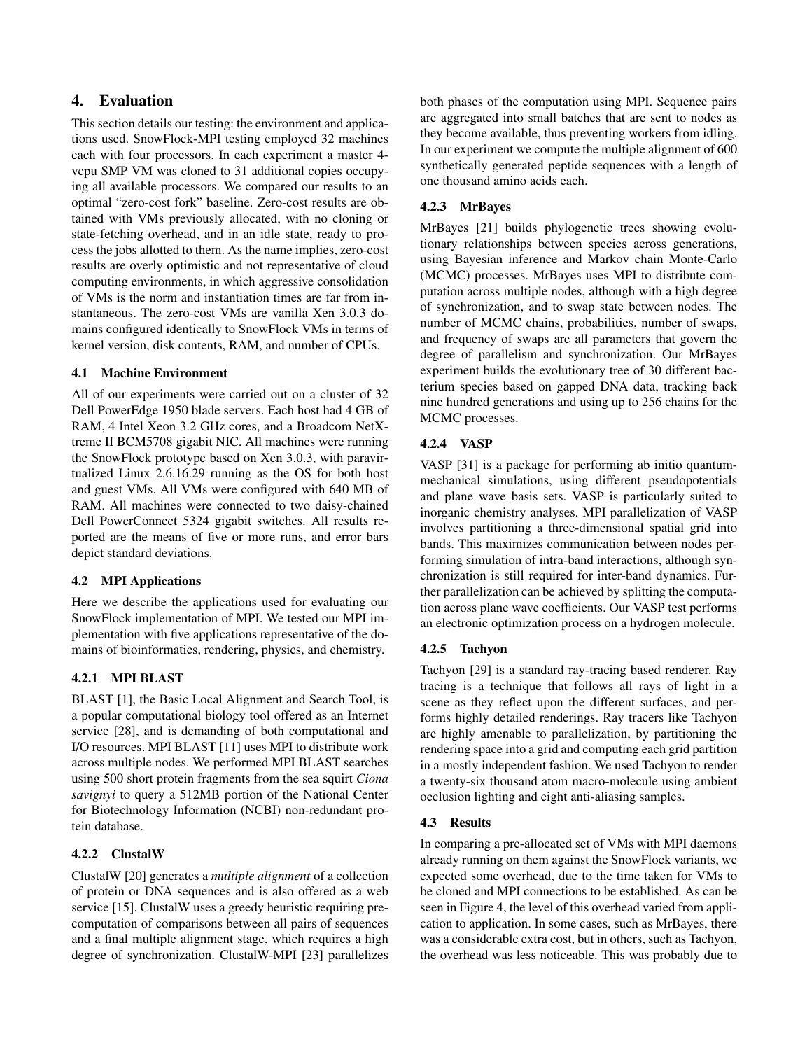## 4. Evaluation

This section details our testing: the environment and applications used. SnowFlock-MPI testing employed 32 machines each with four processors. In each experiment a master 4-vcpu SMP VM was cloned to 31 additional copies occupying all available processors. We compared our results to an optimal "zero-cost fork" baseline. Zero-cost results are obtained with VMs previously allocated, with no cloning or state-fetching overhead, and in an idle state, ready to process the jobs allotted to them. As the name implies, zero-cost results are overly optimistic and not representative of cloud computing environments, in which aggressive consolidation of VMs is the norm and instantiation times are far from instantaneous. The zero-cost VMs are vanilla Xen 3.0.3 domains configured identically to SnowFlock VMs in terms of kernel version, disk contents, RAM, and number of CPUs.

### 4.1 Machine Environment

All of our experiments were carried out on a cluster of 32 Dell PowerEdge 1950 blade servers. Each host had 4 GB of RAM, 4 Intel Xeon 3.2 GHz cores, and a Broadcom NetXtreme II BCM5708 gigabit NIC. All machines were running the SnowFlock prototype based on Xen 3.0.3, with paravirtualized Linux 2.6.16.29 running as the OS for both host and guest VMs. All VMs were configured with 640 MB of RAM. All machines were connected to two daisy-chained Dell PowerConnect 5324 gigabit switches. All results reported are the means of five or more runs, and error bars depict standard deviations.

### 4.2 MPI Applications

Here we describe the applications used for evaluating our SnowFlock implementation of MPI. We tested our MPI implementation with five applications representative of the domains of bioinformatics, rendering, physics, and chemistry.

#### 4.2.1 MPI BLAST

BLAST [1], the Basic Local Alignment and Search Tool, is a popular computational biology tool offered as an Internet service [28], and is demanding of both computational and I/O resources. MPI BLAST [11] uses MPI to distribute work across multiple nodes. We performed MPI BLAST searches using 500 short protein fragments from the sea squirt *Ciona savignyi* to query a 512MB portion of the National Center for Biotechnology Information (NCBI) non-redundant protein database.

#### 4.2.2 ClustalW

ClustalW [20] generates a *multiple alignment* of a collection of protein or DNA sequences and is also offered as a web service [15]. ClustalW uses a greedy heuristic requiring precomputation of comparisons between all pairs of sequences and a final multiple alignment stage, which requires a high degree of synchronization. ClustalW-MPI [23] parallelizes both phases of the computation using MPI. Sequence pairs are aggregated into small batches that are sent to nodes as they become available, thus preventing workers from idling. In our experiment we compute the multiple alignment of 600 synthetically generated peptide sequences with a length of one thousand amino acids each.

#### 4.2.3 MrBayes

MrBayes [21] builds phylogenetic trees showing evolutionary relationships between species across generations, using Bayesian inference and Markov chain Monte-Carlo (MCMC) processes. MrBayes uses MPI to distribute computation across multiple nodes, although with a high degree of synchronization, and to swap state between nodes. The number of MCMC chains, probabilities, number of swaps, and frequency of swaps are all parameters that govern the degree of parallelism and synchronization. Our MrBayes experiment builds the evolutionary tree of 30 different bacterium species based on gapped DNA data, tracking back nine hundred generations and using up to 256 chains for the MCMC processes.

#### 4.2.4 VASP

VASP [31] is a package for performing ab initio quantum-mechanical simulations, using different pseudopotentials and plane wave basis sets. VASP is particularly suited to inorganic chemistry analyses. MPI parallelization of VASP involves partitioning a three-dimensional spatial grid into bands. This maximizes communication between nodes performing simulation of intra-band interactions, although synchronization is still required for inter-band dynamics. Further parallelization can be achieved by splitting the computation across plane wave coefficients. Our VASP test performs an electronic optimization process on a hydrogen molecule.

#### 4.2.5 Tachyon

Tachyon [29] is a standard ray-tracing based renderer. Ray tracing is a technique that follows all rays of light in a scene as they reflect upon the different surfaces, and performs highly detailed renderings. Ray tracers like Tachyon are highly amenable to parallelization, by partitioning the rendering space into a grid and computing each grid partition in a mostly independent fashion. We used Tachyon to render a twenty-six thousand atom macro-molecule using ambient occlusion lighting and eight anti-aliasing samples.

### 4.3 Results

In comparing a pre-allocated set of VMs with MPI daemons already running on them against the SnowFlock variants, we expected some overhead, due to the time taken for VMs to be cloned and MPI connections to be established. As can be seen in Figure 4, the level of this overhead varied from application to application. In some cases, such as MrBayes, there was a considerable extra cost, but in others, such as Tachyon, the overhead was less noticeable. This was probably due to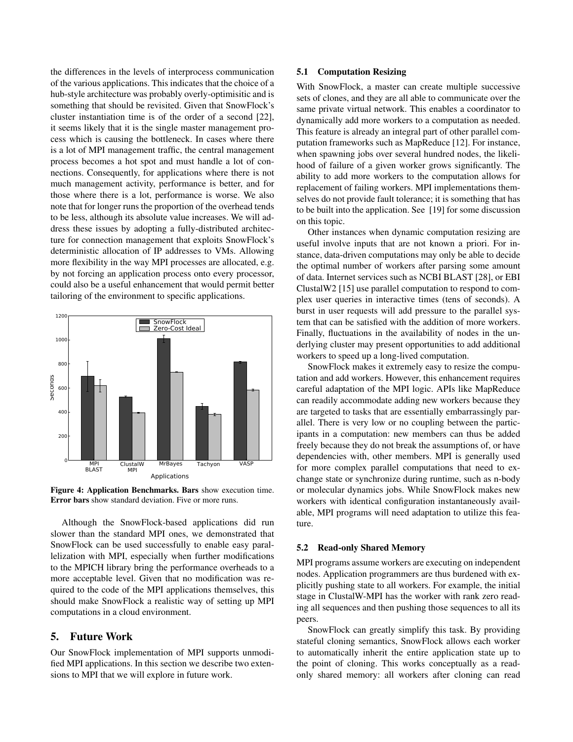the differences in the levels of interprocess communication of the various applications. This indicates that the choice of a hub-style architecture was probably overly-optimisitic and is something that should be revisited. Given that SnowFlock's cluster instantiation time is of the order of a second [22], it seems likely that it is the single master management process which is causing the bottleneck. In cases where there is a lot of MPI management traffic, the central management process becomes a hot spot and must handle a lot of connections. Consequently, for applications where there is not much management activity, performance is better, and for those where there is a lot, performance is worse. We also note that for longer runs the proportion of the overhead tends to be less, although its absolute value increases. We will address these issues by adopting a fully-distributed architecture for connection management that exploits SnowFlock's deterministic allocation of IP addresses to VMs. Allowing more flexibility in the way MPI processes are allocated, e.g. by not forcing an application process onto every processor, could also be a useful enhancement that would permit better tailoring of the environment to specific applications.

SnowFlock
Zero-Cost Ideal
Seconds
0
200
400
600
800
1000
1200
MPI BLAST
ClustalW MPI
MrBayes
Tachyon
VASP
Applications

**Figure 4: Application Benchmarks. Bars** show execution time. **Error bars** show standard deviation. Five or more runs.

Although the SnowFlock-based applications did run slower than the standard MPI ones, we demonstrated that SnowFlock can be used successfully to enable easy parallelization with MPI, especially when further modifications to the MPICH library bring the performance overheads to a more acceptable level. Given that no modification was required to the code of the MPI applications themselves, this should make SnowFlock a realistic way of setting up MPI computations in a cloud environment.

## 5. Future Work

Our SnowFlock implementation of MPI supports unmodified MPI applications. In this section we describe two extensions to MPI that we will explore in future work.

### 5.1 Computation Resizing

With SnowFlock, a master can create multiple successive sets of clones, and they are all able to communicate over the same private virtual network. This enables a coordinator to dynamically add more workers to a computation as needed. This feature is already an integral part of other parallel computation frameworks such as MapReduce [12]. For instance, when spawning jobs over several hundred nodes, the likelihood of failure of a given worker grows significantly. The ability to add more workers to the computation allows for replacement of failing workers. MPI implementations themselves do not provide fault tolerance; it is something that has to be built into the application. See [19] for some discussion on this topic.

Other instances when dynamic computation resizing are useful involve inputs that are not known a priori. For instance, data-driven computations may only be able to decide the optimal number of workers after parsing some amount of data. Internet services such as NCBI BLAST [28], or EBI ClustalW2 [15] use parallel computation to respond to complex user queries in interactive times (tens of seconds). A burst in user requests will add pressure to the parallel system that can be satisfied with the addition of more workers. Finally, fluctuations in the availability of nodes in the underlying cluster may present opportunities to add additional workers to speed up a long-lived computation.

SnowFlock makes it extremely easy to resize the computation and add workers. However, this enhancement requires careful adaptation of the MPI logic. APIs like MapReduce can readily accommodate adding new workers because they are targeted to tasks that are essentially embarrassingly parallel. There is very low or no coupling between the participants in a computation: new members can thus be added freely because they do not break the assumptions of, or have dependencies with, other members. MPI is generally used for more complex parallel computations that need to exchange state or synchronize during runtime, such as n-body or molecular dynamics jobs. While SnowFlock makes new workers with identical configuration instantaneously available, MPI programs will need adaptation to utilize this feature.

### 5.2 Read-only Shared Memory

MPI programs assume workers are executing on independent nodes. Application programmers are thus burdened with explicitly pushing state to all workers. For example, the initial stage in ClustalW-MPI has the worker with rank zero reading all sequences and then pushing those sequences to all its peers.

SnowFlock can greatly simplify this task. By providing stateful cloning semantics, SnowFlock allows each worker to automatically inherit the entire application state up to the point of cloning. This works conceptually as a read-only shared memory: all workers after cloning can read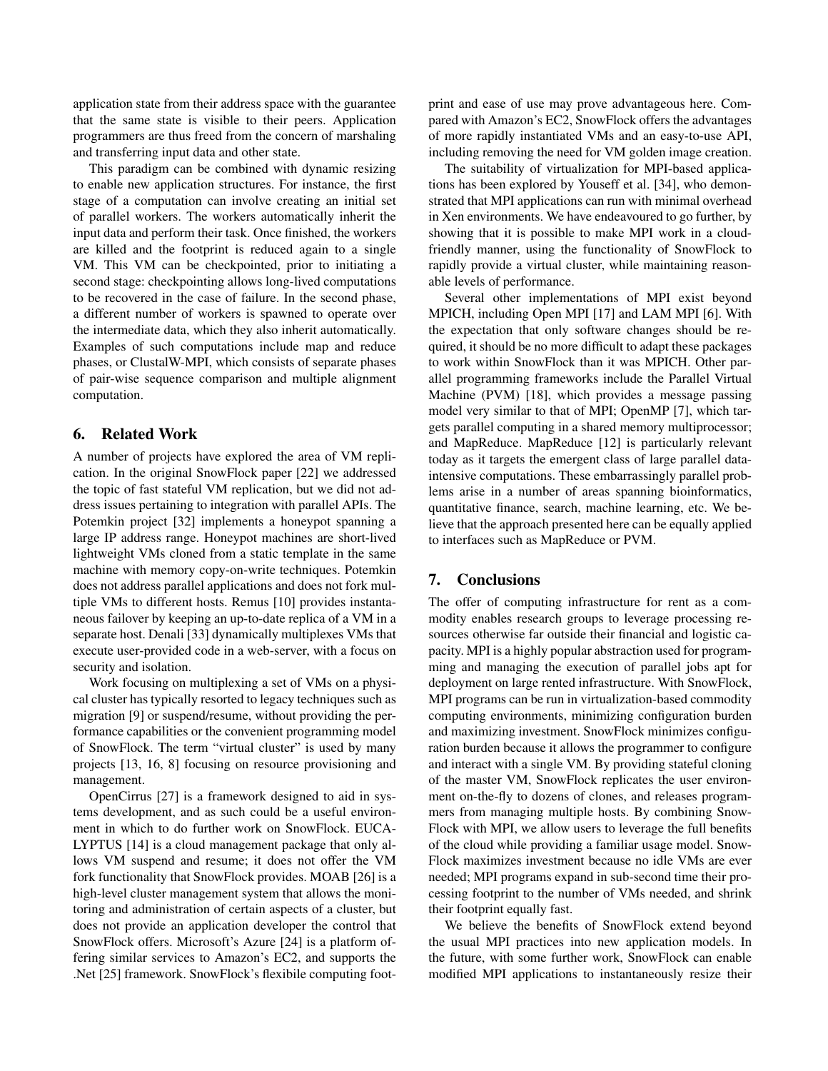application state from their address space with the guarantee that the same state is visible to their peers. Application programmers are thus freed from the concern of marshaling and transferring input data and other state.

This paradigm can be combined with dynamic resizing to enable new application structures. For instance, the first stage of a computation can involve creating an initial set of parallel workers. The workers automatically inherit the input data and perform their task. Once finished, the workers are killed and the footprint is reduced again to a single VM. This VM can be checkpointed, prior to initiating a second stage: checkpointing allows long-lived computations to be recovered in the case of failure. In the second phase, a different number of workers is spawned to operate over the intermediate data, which they also inherit automatically. Examples of such computations include map and reduce phases, or ClustalW-MPI, which consists of separate phases of pair-wise sequence comparison and multiple alignment computation.

## 6. Related Work

A number of projects have explored the area of VM replication. In the original SnowFlock paper [22] we addressed the topic of fast stateful VM replication, but we did not address issues pertaining to integration with parallel APIs. The Potemkin project [32] implements a honeypot spanning a large IP address range. Honeypot machines are short-lived lightweight VMs cloned from a static template in the same machine with memory copy-on-write techniques. Potemkin does not address parallel applications and does not fork multiple VMs to different hosts. Remus [10] provides instantaneous failover by keeping an up-to-date replica of a VM in a separate host. Denali [33] dynamically multiplexes VMs that execute user-provided code in a web-server, with a focus on security and isolation.

Work focusing on multiplexing a set of VMs on a physical cluster has typically resorted to legacy techniques such as migration [9] or suspend/resume, without providing the performance capabilities or the convenient programming model of SnowFlock. The term "virtual cluster" is used by many projects [13, 16, 8] focusing on resource provisioning and management.

OpenCirrus [27] is a framework designed to aid in systems development, and as such could be a useful environment in which to do further work on SnowFlock. EUCALYPTUS [14] is a cloud management package that only allows VM suspend and resume; it does not offer the VM fork functionality that SnowFlock provides. MOAB [26] is a high-level cluster management system that allows the monitoring and administration of certain aspects of a cluster, but does not provide an application developer the control that SnowFlock offers. Microsoft's Azure [24] is a platform offering similar services to Amazon's EC2, and supports the .Net [25] framework. SnowFlock's flexibile computing footprint and ease of use may prove advantageous here. Compared with Amazon's EC2, SnowFlock offers the advantages of more rapidly instantiated VMs and an easy-to-use API, including removing the need for VM golden image creation.

The suitability of virtualization for MPI-based applications has been explored by Youseff et al. [34], who demonstrated that MPI applications can run with minimal overhead in Xen environments. We have endeavoured to go further, by showing that it is possible to make MPI work in a cloud-friendly manner, using the functionality of SnowFlock to rapidly provide a virtual cluster, while maintaining reasonable levels of performance.

Several other implementations of MPI exist beyond MPICH, including Open MPI [17] and LAM MPI [6]. With the expectation that only software changes should be required, it should be no more difficult to adapt these packages to work within SnowFlock than it was MPICH. Other parallel programming frameworks include the Parallel Virtual Machine (PVM) [18], which provides a message passing model very similar to that of MPI; OpenMP [7], which targets parallel computing in a shared memory multiprocessor; and MapReduce. MapReduce [12] is particularly relevant today as it targets the emergent class of large parallel data-intensive computations. These embarrassingly parallel problems arise in a number of areas spanning bioinformatics, quantitative finance, search, machine learning, etc. We believe that the approach presented here can be equally applied to interfaces such as MapReduce or PVM.

## 7. Conclusions

The offer of computing infrastructure for rent as a commodity enables research groups to leverage processing resources otherwise far outside their financial and logistic capacity. MPI is a highly popular abstraction used for programming and managing the execution of parallel jobs apt for deployment on large rented infrastructure. With SnowFlock, MPI programs can be run in virtualization-based commodity computing environments, minimizing configuration burden and maximizing investment. SnowFlock minimizes configuration burden because it allows the programmer to configure and interact with a single VM. By providing stateful cloning of the master VM, SnowFlock replicates the user environment on-the-fly to dozens of clones, and releases programmers from managing multiple hosts. By combining SnowFlock with MPI, we allow users to leverage the full benefits of the cloud while providing a familiar usage model. SnowFlock maximizes investment because no idle VMs are ever needed; MPI programs expand in sub-second time their processing footprint to the number of VMs needed, and shrink their footprint equally fast.

We believe the benefits of SnowFlock extend beyond the usual MPI practices into new application models. In the future, with some further work, SnowFlock can enable modified MPI applications to instantaneously resize their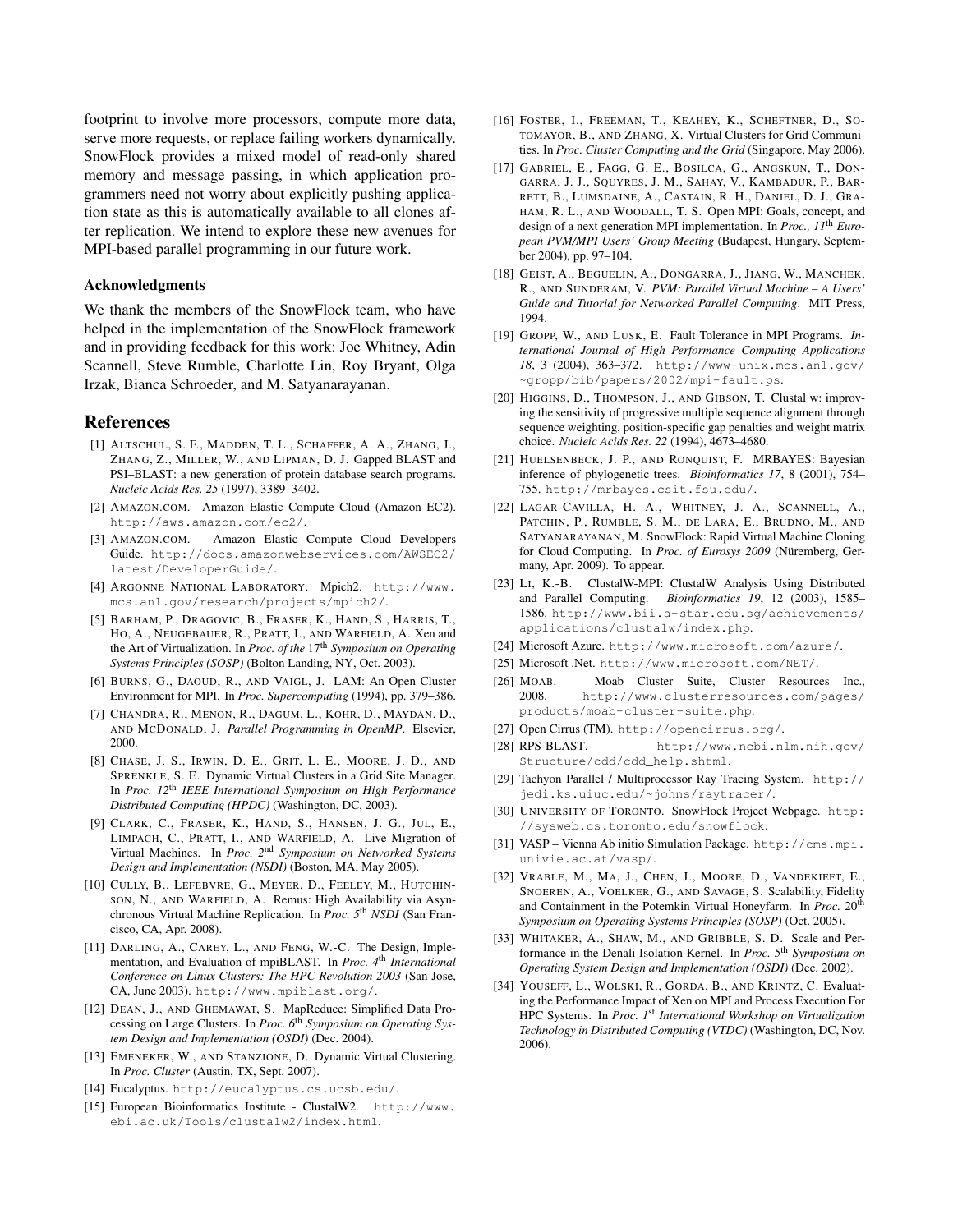footprint to involve more processors, compute more data, serve more requests, or replace failing workers dynamically. SnowFlock provides a mixed model of read-only shared memory and message passing, in which application programmers need not worry about explicitly pushing application state as this is automatically available to all clones after replication. We intend to explore these new avenues for MPI-based parallel programming in our future work.

### Acknowledgments

We thank the members of the SnowFlock team, who have helped in the implementation of the SnowFlock framework and in providing feedback for this work: Joe Whitney, Adin Scannell, Steve Rumble, Charlotte Lin, Roy Bryant, Olga Irzak, Bianca Schroeder, and M. Satyanarayanan.

## References

[1] ALTSCHUL, S. F., MADDEN, T. L., SCHAFFER, A. A., ZHANG, J., ZHANG, Z., MILLER, W., AND LIPMAN, D. J. Gapped BLAST and PSI–BLAST: a new generation of protein database search programs. *Nucleic Acids Res. 25* (1997), 3389–3402.

[2] AMAZON.COM. Amazon Elastic Compute Cloud (Amazon EC2). http://aws.amazon.com/ec2/.

[3] AMAZON.COM. Amazon Elastic Compute Cloud Developers Guide. http://docs.amazonwebservices.com/AWSEC2/latest/DeveloperGuide/.

[4] ARGONNE NATIONAL LABORATORY. Mpich2. http://www.mcs.anl.gov/research/projects/mpich2/.

[5] BARHAM, P., DRAGOVIC, B., FRASER, K., HAND, S., HARRIS, T., HO, A., NEUGEBAUER, R., PRATT, I., AND WARFIELD, A. Xen and the Art of Virtualization. In *Proc. of the 17th Symposium on Operating Systems Principles (SOSP)* (Bolton Landing, NY, Oct. 2003).

[6] BURNS, G., DAOUD, R., AND VAIGL, J. LAM: An Open Cluster Environment for MPI. In *Proc. Supercomputing* (1994), pp. 379–386.

[7] CHANDRA, R., MENON, R., DAGUM, L., KOHR, D., MAYDAN, D., AND MCDONALD, J. *Parallel Programming in OpenMP*. Elsevier, 2000.

[8] CHASE, J. S., IRWIN, D. E., GRIT, L. E., MOORE, J. D., AND SPRENKLE, S. E. Dynamic Virtual Clusters in a Grid Site Manager. In *Proc. 12th IEEE International Symposium on High Performance Distributed Computing (HPDC)* (Washington, DC, 2003).

[9] CLARK, C., FRASER, K., HAND, S., HANSEN, J. G., JUL, E., LIMPACH, C., PRATT, I., AND WARFIELD, A. Live Migration of Virtual Machines. In *Proc. 2nd Symposium on Networked Systems Design and Implementation (NSDI)* (Boston, MA, May 2005).

[10] CULLY, B., LEFEBVRE, G., MEYER, D., FEELEY, M., HUTCHINSON, N., AND WARFIELD, A. Remus: High Availability via Asynchronous Virtual Machine Replication. In *Proc. 5th NSDI* (San Francisco, CA, Apr. 2008).

[11] DARLING, A., CAREY, L., AND FENG, W.-C. The Design, Implementation, and Evaluation of mpiBLAST. In *Proc. 4th International Conference on Linux Clusters: The HPC Revolution 2003* (San Jose, CA, June 2003). http://www.mpiblast.org/.

[12] DEAN, J., AND GHEMAWAT, S. MapReduce: Simplified Data Processing on Large Clusters. In *Proc. 6th Symposium on Operating System Design and Implementation (OSDI)* (Dec. 2004).

[13] EMENEKER, W., AND STANZIONE, D. Dynamic Virtual Clustering. In *Proc. Cluster* (Austin, TX, Sept. 2007).

[14] Eucalyptus. http://eucalyptus.cs.ucsb.edu/.

[15] European Bioinformatics Institute - ClustalW2. http://www.ebi.ac.uk/Tools/clustalw2/index.html.

[16] FOSTER, I., FREEMAN, T., KEAHEY, K., SCHEFTNER, D., SOTOMAYOR, B., AND ZHANG, X. Virtual Clusters for Grid Communities. In *Proc. Cluster Computing and the Grid* (Singapore, May 2006).

[17] GABRIEL, E., FAGG, G. E., BOSILCA, G., ANGSKUN, T., DONGARRA, J. J., SQUYRES, J. M., SAHAY, V., KAMBADUR, P., BARRETT, B., LUMSDAINE, A., CASTAIN, R. H., DANIEL, D. J., GRAHAM, R. L., AND WOODALL, T. S. Open MPI: Goals, concept, and design of a next generation MPI implementation. In *Proc., 11th European PVM/MPI Users' Group Meeting* (Budapest, Hungary, September 2004), pp. 97–104.

[18] GEIST, A., BEGUELIN, A., DONGARRA, J., JIANG, W., MANCHEK, R., AND SUNDERAM, V. *PVM: Parallel Virtual Machine – A Users' Guide and Tutorial for Networked Parallel Computing*. MIT Press, 1994.

[19] GROPP, W., AND LUSK, E. Fault Tolerance in MPI Programs. *International Journal of High Performance Computing Applications 18*, 3 (2004), 363–372. http://www-unix.mcs.anl.gov/~gropp/bib/papers/2002/mpi-fault.ps.

[20] HIGGINS, D., THOMPSON, J., AND GIBSON, T. Clustal w: improving the sensitivity of progressive multiple sequence alignment through sequence weighting, position-specific gap penalties and weight matrix choice. *Nucleic Acids Res. 22* (1994), 4673–4680.

[21] HUELSENBECK, J. P., AND RONQUIST, F. MRBAYES: Bayesian inference of phylogenetic trees. *Bioinformatics 17*, 8 (2001), 754–755. http://mrbayes.csit.fsu.edu/.

[22] LAGAR-CAVILLA, H. A., WHITNEY, J. A., SCANNELL, A., PATCHIN, P., RUMBLE, S. M., DE LARA, E., BRUDNO, M., AND SATYANARAYANAN, M. SnowFlock: Rapid Virtual Machine Cloning for Cloud Computing. In *Proc. of Eurosys 2009* (Nüremberg, Germany, Apr. 2009). To appear.

[23] LI, K.-B. ClustalW-MPI: ClustalW Analysis Using Distributed and Parallel Computing. *Bioinformatics 19*, 12 (2003), 1585–1586. http://www.bii.a-star.edu.sg/achievements/applications/clustalw/index.php.

[24] Microsoft Azure. http://www.microsoft.com/azure/.

[25] Microsoft .Net. http://www.microsoft.com/NET/.

[26] MOAB. Moab Cluster Suite, Cluster Resources Inc., 2008. http://www.clusterresources.com/pages/products/moab-cluster-suite.php.

[27] Open Cirrus (TM). http://opencirrus.org/.

[28] RPS-BLAST. http://www.ncbi.nlm.nih.gov/Structure/cdd/cdd_help.shtml.

[29] Tachyon Parallel / Multiprocessor Ray Tracing System. http://jedi.ks.uiuc.edu/~johns/raytracer/.

[30] UNIVERSITY OF TORONTO. SnowFlock Project Webpage. http://sysweb.cs.toronto.edu/snowflock.

[31] VASP – Vienna Ab initio Simulation Package. http://cms.mpi.univie.ac.at/vasp/.

[32] VRABLE, M., MA, J., CHEN, J., MOORE, D., VANDEKIEFT, E., SNOEREN, A., VOELKER, G., AND SAVAGE, S. Scalability, Fidelity and Containment in the Potemkin Virtual Honeyfarm. In *Proc. 20th Symposium on Operating Systems Principles (SOSP)* (Oct. 2005).

[33] WHITAKER, A., SHAW, M., AND GRIBBLE, S. D. Scale and Performance in the Denali Isolation Kernel. In *Proc. 5th Symposium on Operating System Design and Implementation (OSDI)* (Dec. 2002).

[34] YOUSEFF, L., WOLSKI, R., GORDA, B., AND KRINTZ, C. Evaluating the Performance Impact of Xen on MPI and Process Execution For HPC Systems. In *Proc. 1st International Workshop on Virtualization Technology in Distributed Computing (VTDC)* (Washington, DC, Nov. 2006).